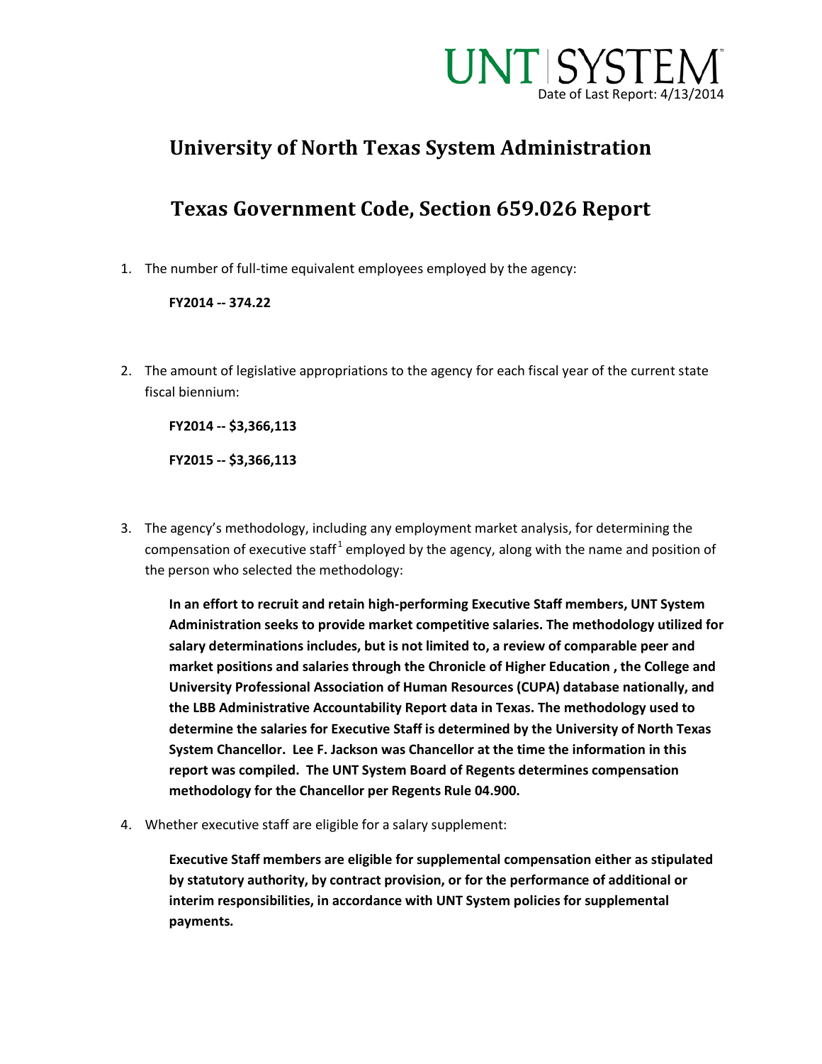UNT | SYSTEM

Date of Last Report: 4/13/2014

# University of North Texas System Administration

# Texas Government Code, Section 659.026 Report

1. The number of full-time equivalent employees employed by the agency:

   **FY2014 -- 374.22**

2. The amount of legislative appropriations to the agency for each fiscal year of the current state fiscal biennium:

   **FY2014 -- $3,366,113**

   **FY2015 -- $3,366,113**

3. The agency's methodology, including any employment market analysis, for determining the compensation of executive staff[1] employed by the agency, along with the name and position of the person who selected the methodology:

   **In an effort to recruit and retain high-performing Executive Staff members, UNT System Administration seeks to provide market competitive salaries. The methodology utilized for salary determinations includes, but is not limited to, a review of comparable peer and market positions and salaries through the Chronicle of Higher Education , the College and University Professional Association of Human Resources (CUPA) database nationally, and the LBB Administrative Accountability Report data in Texas. The methodology used to determine the salaries for Executive Staff is determined by the University of North Texas System Chancellor. Lee F. Jackson was Chancellor at the time the information in this report was compiled. The UNT System Board of Regents determines compensation methodology for the Chancellor per Regents Rule 04.900.**

4. Whether executive staff are eligible for a salary supplement:

   **Executive Staff members are eligible for supplemental compensation either as stipulated by statutory authority, by contract provision, or for the performance of additional or interim responsibilities, in accordance with UNT System policies for supplemental payments.**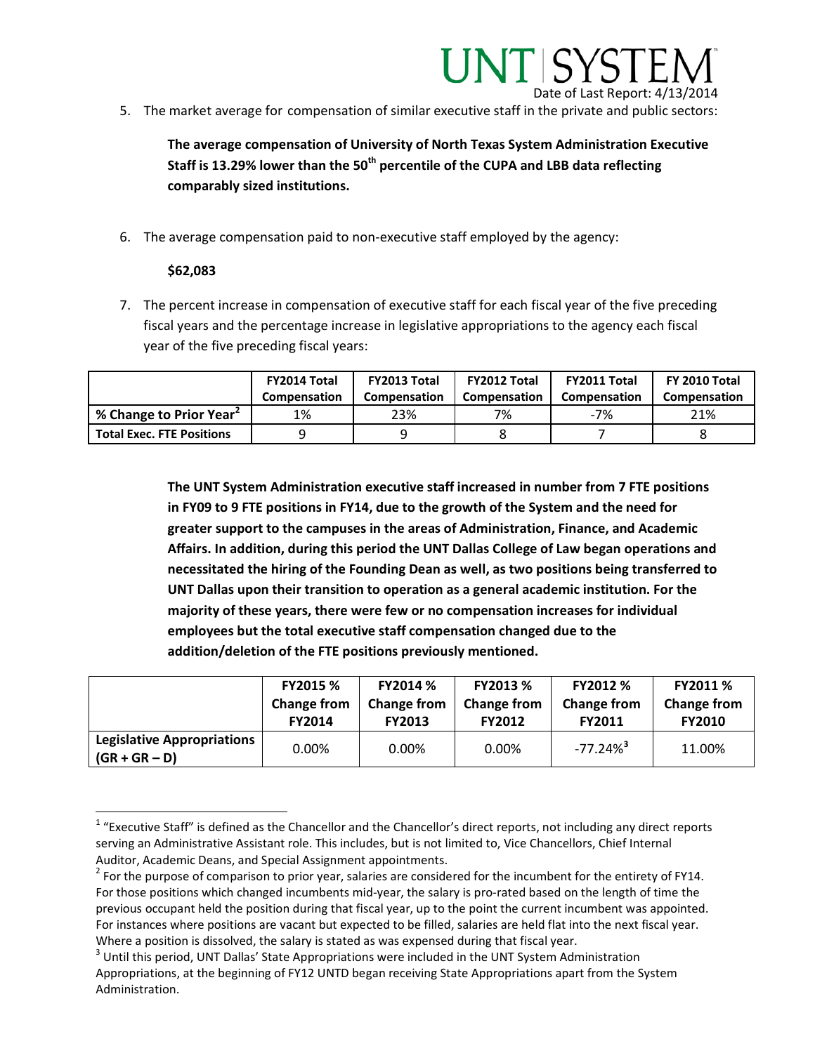5. The market average for compensation of similar executive staff in the private and public sectors:

   **The average compensation of University of North Texas System Administration Executive Staff is 13.29% lower than the 50th percentile of the CUPA and LBB data reflecting comparably sized institutions.**

6. The average compensation paid to non-executive staff employed by the agency:

   **$62,083**

7. The percent increase in compensation of executive staff for each fiscal year of the five preceding fiscal years and the percentage increase in legislative appropriations to the agency each fiscal year of the five preceding fiscal years:

| | FY2014 Total Compensation | FY2013 Total Compensation | FY2012 Total Compensation | FY2011 Total Compensation | FY 2010 Total Compensation |
|---|---|---|---|---|---|
| **% Change to Prior Year[2]** | 1% | 23% | 7% | -7% | 21% |
| **Total Exec. FTE Positions** | 9 | 9 | 8 | 7 | 8 |

**The UNT System Administration executive staff increased in number from 7 FTE positions in FY09 to 9 FTE positions in FY14, due to the growth of the System and the need for greater support to the campuses in the areas of Administration, Finance, and Academic Affairs. In addition, during this period the UNT Dallas College of Law began operations and necessitated the hiring of the Founding Dean as well, as two positions being transferred to UNT Dallas upon their transition to operation as a general academic institution. For the majority of these years, there were few or no compensation increases for individual employees but the total executive staff compensation changed due to the addition/deletion of the FTE positions previously mentioned.**

| | FY2015 % Change from FY2014 | FY2014 % Change from FY2013 | FY2013 % Change from FY2012 | FY2012 % Change from FY2011 | FY2011 % Change from FY2010 |
|---|---|---|---|---|---|
| **Legislative Appropriations (GR + GR – D)** | 0.00% | 0.00% | 0.00% | -77.24%[3] | 11.00% |

[1] "Executive Staff" is defined as the Chancellor and the Chancellor's direct reports, not including any direct reports serving an Administrative Assistant role. This includes, but is not limited to, Vice Chancellors, Chief Internal Auditor, Academic Deans, and Special Assignment appointments.

[2] For the purpose of comparison to prior year, salaries are considered for the incumbent for the entirety of FY14. For those positions which changed incumbents mid-year, the salary is pro-rated based on the length of time the previous occupant held the position during that fiscal year, up to the point the current incumbent was appointed. For instances where positions are vacant but expected to be filled, salaries are held flat into the next fiscal year. Where a position is dissolved, the salary is stated as was expensed during that fiscal year.

[3] Until this period, UNT Dallas' State Appropriations were included in the UNT System Administration Appropriations, at the beginning of FY12 UNTD began receiving State Appropriations apart from the System Administration.